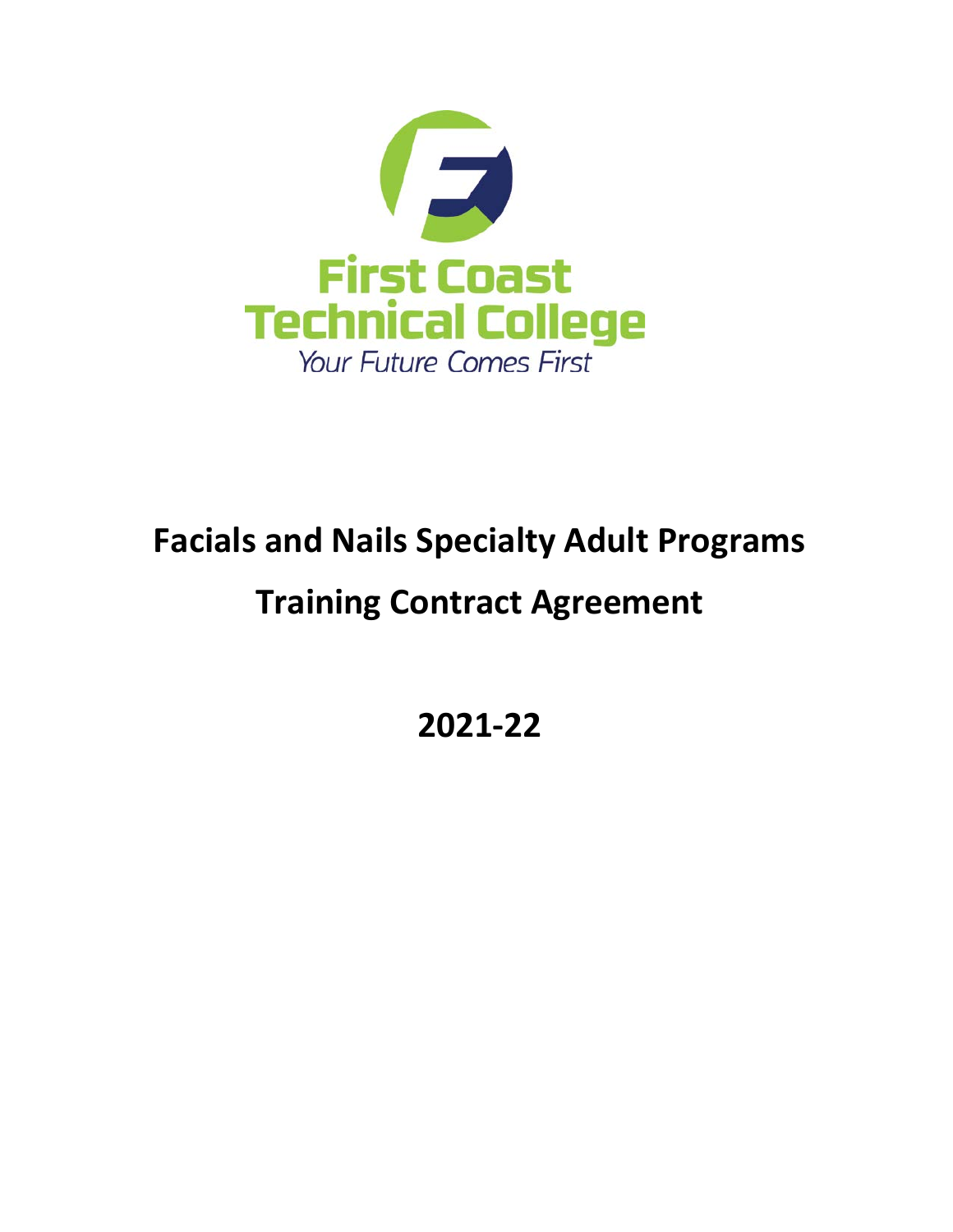First Coast Technical College

*Your Future Comes First*

# Facials and Nails Specialty Adult Programs

# Training Contract Agreement

# 2021-22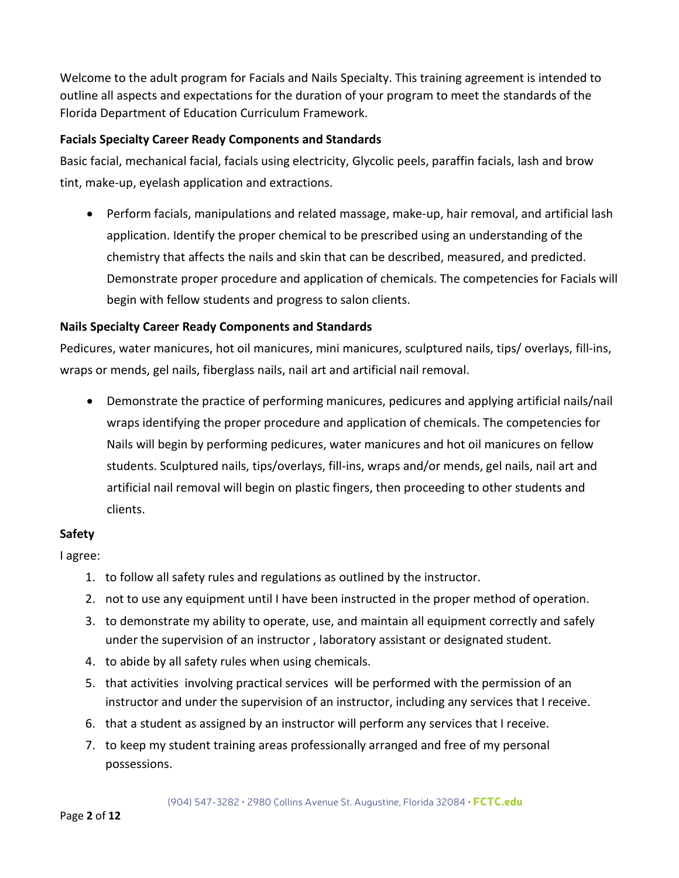Welcome to the adult program for Facials and Nails Specialty. This training agreement is intended to outline all aspects and expectations for the duration of your program to meet the standards of the Florida Department of Education Curriculum Framework.

**Facials Specialty Career Ready Components and Standards**

Basic facial, mechanical facial, facials using electricity, Glycolic peels, paraffin facials, lash and brow tint, make-up, eyelash application and extractions.

- Perform facials, manipulations and related massage, make-up, hair removal, and artificial lash application. Identify the proper chemical to be prescribed using an understanding of the chemistry that affects the nails and skin that can be described, measured, and predicted. Demonstrate proper procedure and application of chemicals. The competencies for Facials will begin with fellow students and progress to salon clients.

**Nails Specialty Career Ready Components and Standards**

Pedicures, water manicures, hot oil manicures, mini manicures, sculptured nails, tips/ overlays, fill-ins, wraps or mends, gel nails, fiberglass nails, nail art and artificial nail removal.

- Demonstrate the practice of performing manicures, pedicures and applying artificial nails/nail wraps identifying the proper procedure and application of chemicals. The competencies for Nails will begin by performing pedicures, water manicures and hot oil manicures on fellow students. Sculptured nails, tips/overlays, fill-ins, wraps and/or mends, gel nails, nail art and artificial nail removal will begin on plastic fingers, then proceeding to other students and clients.

**Safety**

I agree:

1. to follow all safety rules and regulations as outlined by the instructor.
2. not to use any equipment until I have been instructed in the proper method of operation.
3. to demonstrate my ability to operate, use, and maintain all equipment correctly and safely under the supervision of an instructor , laboratory assistant or designated student.
4. to abide by all safety rules when using chemicals.
5. that activities involving practical services will be performed with the permission of an instructor and under the supervision of an instructor, including any services that I receive.
6. that a student as assigned by an instructor will perform any services that I receive.
7. to keep my student training areas professionally arranged and free of my personal possessions.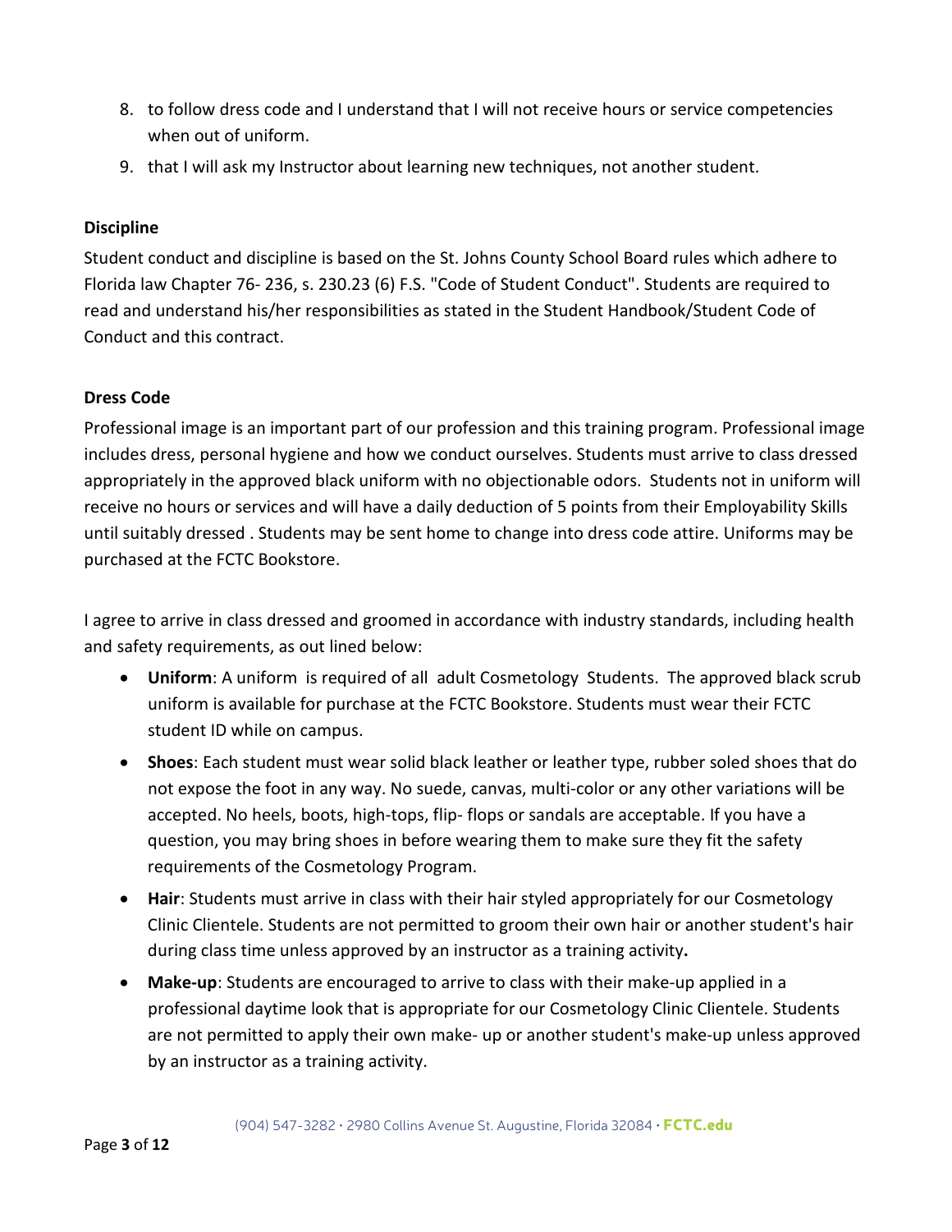8. to follow dress code and I understand that I will not receive hours or service competencies when out of uniform.
9. that I will ask my Instructor about learning new techniques, not another student.

**Discipline**

Student conduct and discipline is based on the St. Johns County School Board rules which adhere to Florida law Chapter 76- 236, s. 230.23 (6) F.S. "Code of Student Conduct". Students are required to read and understand his/her responsibilities as stated in the Student Handbook/Student Code of Conduct and this contract.

**Dress Code**

Professional image is an important part of our profession and this training program. Professional image includes dress, personal hygiene and how we conduct ourselves. Students must arrive to class dressed appropriately in the approved black uniform with no objectionable odors. Students not in uniform will receive no hours or services and will have a daily deduction of 5 points from their Employability Skills until suitably dressed . Students may be sent home to change into dress code attire. Uniforms may be purchased at the FCTC Bookstore.

I agree to arrive in class dressed and groomed in accordance with industry standards, including health and safety requirements, as out lined below:

- **Uniform**: A uniform is required of all adult Cosmetology Students. The approved black scrub uniform is available for purchase at the FCTC Bookstore. Students must wear their FCTC student ID while on campus.
- **Shoes**: Each student must wear solid black leather or leather type, rubber soled shoes that do not expose the foot in any way. No suede, canvas, multi-color or any other variations will be accepted. No heels, boots, high-tops, flip- flops or sandals are acceptable. If you have a question, you may bring shoes in before wearing them to make sure they fit the safety requirements of the Cosmetology Program.
- **Hair**: Students must arrive in class with their hair styled appropriately for our Cosmetology Clinic Clientele. Students are not permitted to groom their own hair or another student's hair during class time unless approved by an instructor as a training activity**.**
- **Make-up**: Students are encouraged to arrive to class with their make-up applied in a professional daytime look that is appropriate for our Cosmetology Clinic Clientele. Students are not permitted to apply their own make- up or another student's make-up unless approved by an instructor as a training activity.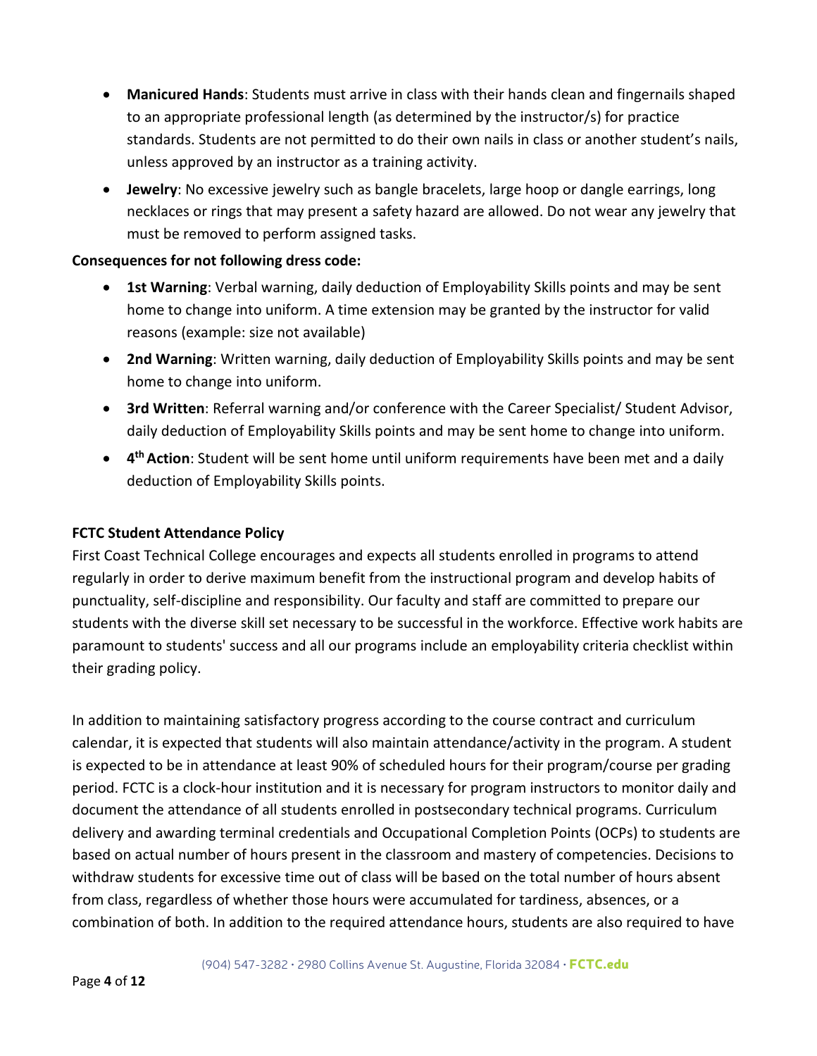- **Manicured Hands**: Students must arrive in class with their hands clean and fingernails shaped to an appropriate professional length (as determined by the instructor/s) for practice standards. Students are not permitted to do their own nails in class or another student's nails, unless approved by an instructor as a training activity.
- **Jewelry**: No excessive jewelry such as bangle bracelets, large hoop or dangle earrings, long necklaces or rings that may present a safety hazard are allowed. Do not wear any jewelry that must be removed to perform assigned tasks.

**Consequences for not following dress code:**

- **1st Warning**: Verbal warning, daily deduction of Employability Skills points and may be sent home to change into uniform. A time extension may be granted by the instructor for valid reasons (example: size not available)
- **2nd Warning**: Written warning, daily deduction of Employability Skills points and may be sent home to change into uniform.
- **3rd Written**: Referral warning and/or conference with the Career Specialist/ Student Advisor, daily deduction of Employability Skills points and may be sent home to change into uniform.
- **4th Action**: Student will be sent home until uniform requirements have been met and a daily deduction of Employability Skills points.

**FCTC Student Attendance Policy**

First Coast Technical College encourages and expects all students enrolled in programs to attend regularly in order to derive maximum benefit from the instructional program and develop habits of punctuality, self-discipline and responsibility. Our faculty and staff are committed to prepare our students with the diverse skill set necessary to be successful in the workforce. Effective work habits are paramount to students' success and all our programs include an employability criteria checklist within their grading policy.

In addition to maintaining satisfactory progress according to the course contract and curriculum calendar, it is expected that students will also maintain attendance/activity in the program. A student is expected to be in attendance at least 90% of scheduled hours for their program/course per grading period. FCTC is a clock-hour institution and it is necessary for program instructors to monitor daily and document the attendance of all students enrolled in postsecondary technical programs. Curriculum delivery and awarding terminal credentials and Occupational Completion Points (OCPs) to students are based on actual number of hours present in the classroom and mastery of competencies. Decisions to withdraw students for excessive time out of class will be based on the total number of hours absent from class, regardless of whether those hours were accumulated for tardiness, absences, or a combination of both. In addition to the required attendance hours, students are also required to have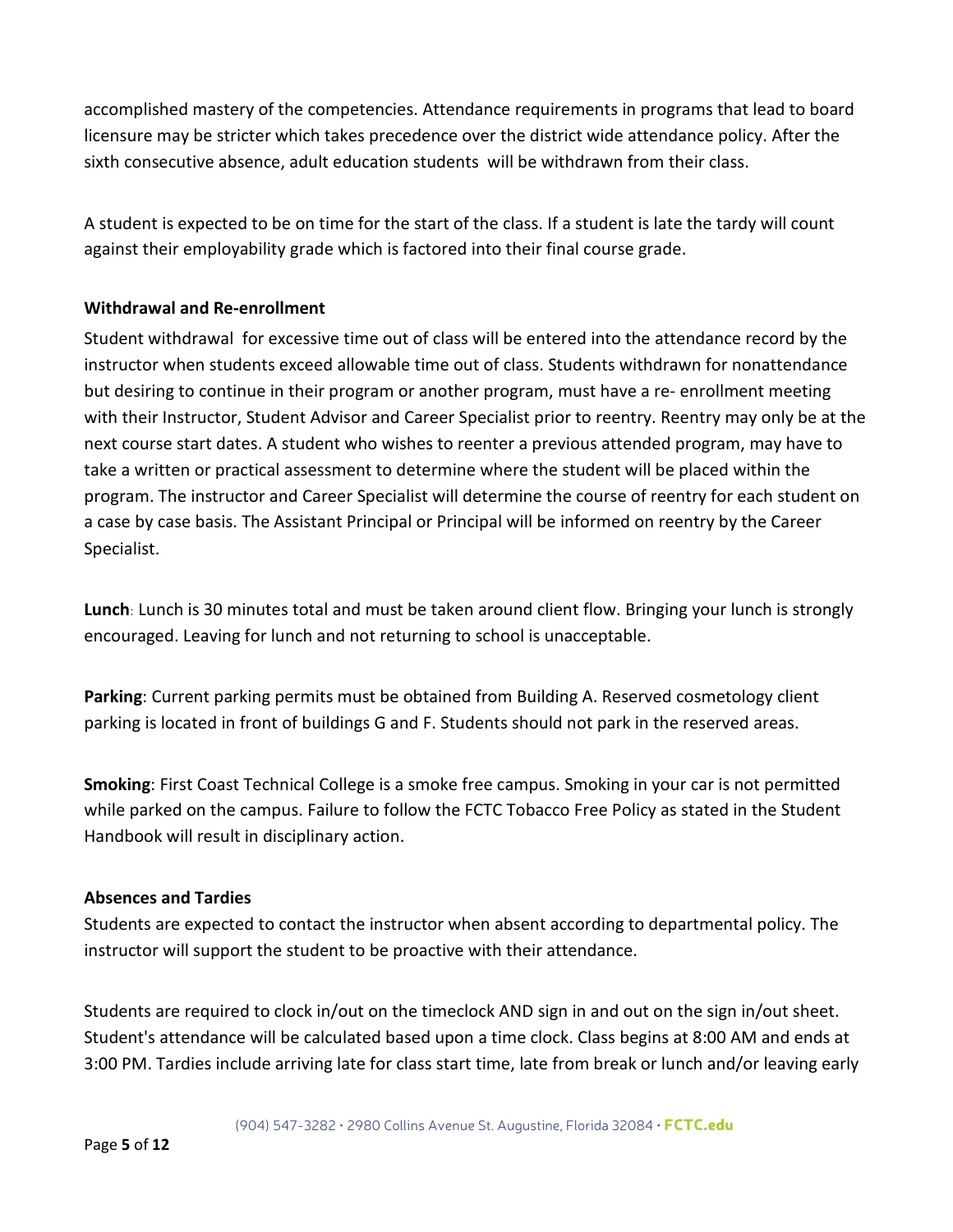accomplished mastery of the competencies. Attendance requirements in programs that lead to board licensure may be stricter which takes precedence over the district wide attendance policy. After the sixth consecutive absence, adult education students will be withdrawn from their class.

A student is expected to be on time for the start of the class. If a student is late the tardy will count against their employability grade which is factored into their final course grade.

**Withdrawal and Re-enrollment**

Student withdrawal for excessive time out of class will be entered into the attendance record by the instructor when students exceed allowable time out of class. Students withdrawn for nonattendance but desiring to continue in their program or another program, must have a re- enrollment meeting with their Instructor, Student Advisor and Career Specialist prior to reentry. Reentry may only be at the next course start dates. A student who wishes to reenter a previous attended program, may have to take a written or practical assessment to determine where the student will be placed within the program. The instructor and Career Specialist will determine the course of reentry for each student on a case by case basis. The Assistant Principal or Principal will be informed on reentry by the Career Specialist.

**Lunch**: Lunch is 30 minutes total and must be taken around client flow. Bringing your lunch is strongly encouraged. Leaving for lunch and not returning to school is unacceptable.

**Parking**: Current parking permits must be obtained from Building A. Reserved cosmetology client parking is located in front of buildings G and F. Students should not park in the reserved areas.

**Smoking**: First Coast Technical College is a smoke free campus. Smoking in your car is not permitted while parked on the campus. Failure to follow the FCTC Tobacco Free Policy as stated in the Student Handbook will result in disciplinary action.

**Absences and Tardies**

Students are expected to contact the instructor when absent according to departmental policy. The instructor will support the student to be proactive with their attendance.

Students are required to clock in/out on the timeclock AND sign in and out on the sign in/out sheet. Student's attendance will be calculated based upon a time clock. Class begins at 8:00 AM and ends at 3:00 PM. Tardies include arriving late for class start time, late from break or lunch and/or leaving early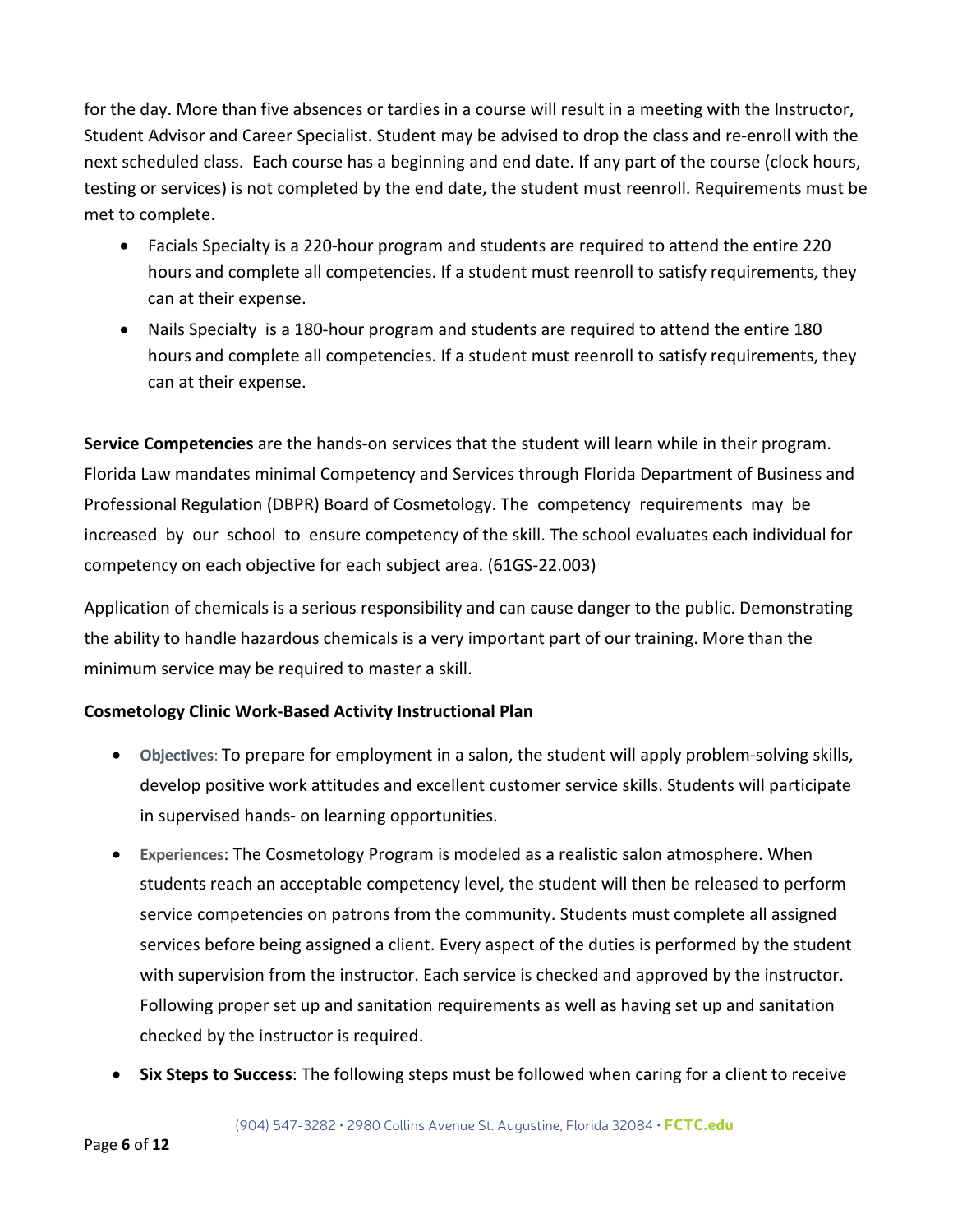for the day. More than five absences or tardies in a course will result in a meeting with the Instructor, Student Advisor and Career Specialist. Student may be advised to drop the class and re-enroll with the next scheduled class. Each course has a beginning and end date. If any part of the course (clock hours, testing or services) is not completed by the end date, the student must reenroll. Requirements must be met to complete.

- Facials Specialty is a 220-hour program and students are required to attend the entire 220 hours and complete all competencies. If a student must reenroll to satisfy requirements, they can at their expense.
- Nails Specialty is a 180-hour program and students are required to attend the entire 180 hours and complete all competencies. If a student must reenroll to satisfy requirements, they can at their expense.

**Service Competencies** are the hands-on services that the student will learn while in their program. Florida Law mandates minimal Competency and Services through Florida Department of Business and Professional Regulation (DBPR) Board of Cosmetology. The competency requirements may be increased by our school to ensure competency of the skill. The school evaluates each individual for competency on each objective for each subject area. (61GS-22.003)

Application of chemicals is a serious responsibility and can cause danger to the public. Demonstrating the ability to handle hazardous chemicals is a very important part of our training. More than the minimum service may be required to master a skill.

**Cosmetology Clinic Work-Based Activity Instructional Plan**

- **Objectives**: To prepare for employment in a salon, the student will apply problem-solving skills, develop positive work attitudes and excellent customer service skills. Students will participate in supervised hands- on learning opportunities.
- **Experiences**: The Cosmetology Program is modeled as a realistic salon atmosphere. When students reach an acceptable competency level, the student will then be released to perform service competencies on patrons from the community. Students must complete all assigned services before being assigned a client. Every aspect of the duties is performed by the student with supervision from the instructor. Each service is checked and approved by the instructor. Following proper set up and sanitation requirements as well as having set up and sanitation checked by the instructor is required.
- **Six Steps to Success**: The following steps must be followed when caring for a client to receive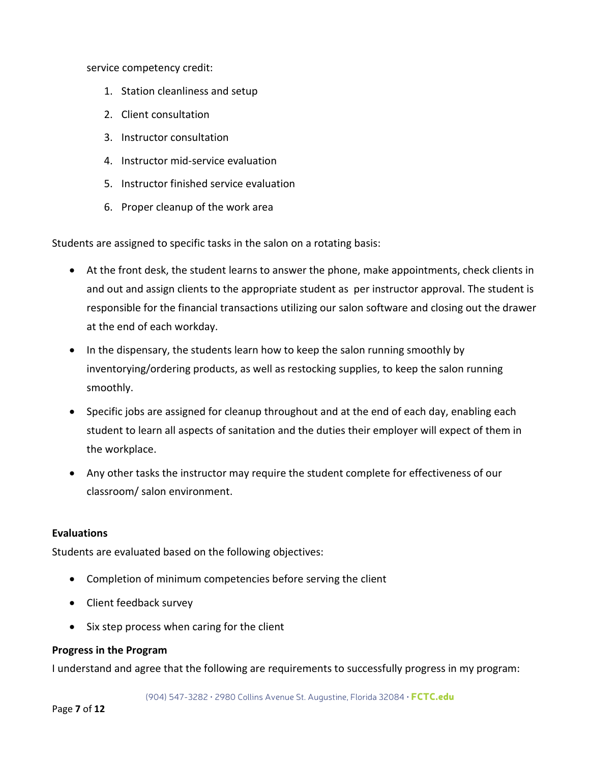service competency credit:

1. Station cleanliness and setup
2. Client consultation
3. Instructor consultation
4. Instructor mid-service evaluation
5. Instructor finished service evaluation
6. Proper cleanup of the work area

Students are assigned to specific tasks in the salon on a rotating basis:

- At the front desk, the student learns to answer the phone, make appointments, check clients in and out and assign clients to the appropriate student as per instructor approval. The student is responsible for the financial transactions utilizing our salon software and closing out the drawer at the end of each workday.
- In the dispensary, the students learn how to keep the salon running smoothly by inventorying/ordering products, as well as restocking supplies, to keep the salon running smoothly.
- Specific jobs are assigned for cleanup throughout and at the end of each day, enabling each student to learn all aspects of sanitation and the duties their employer will expect of them in the workplace.
- Any other tasks the instructor may require the student complete for effectiveness of our classroom/ salon environment.

**Evaluations**

Students are evaluated based on the following objectives:

- Completion of minimum competencies before serving the client
- Client feedback survey
- Six step process when caring for the client

**Progress in the Program**

I understand and agree that the following are requirements to successfully progress in my program: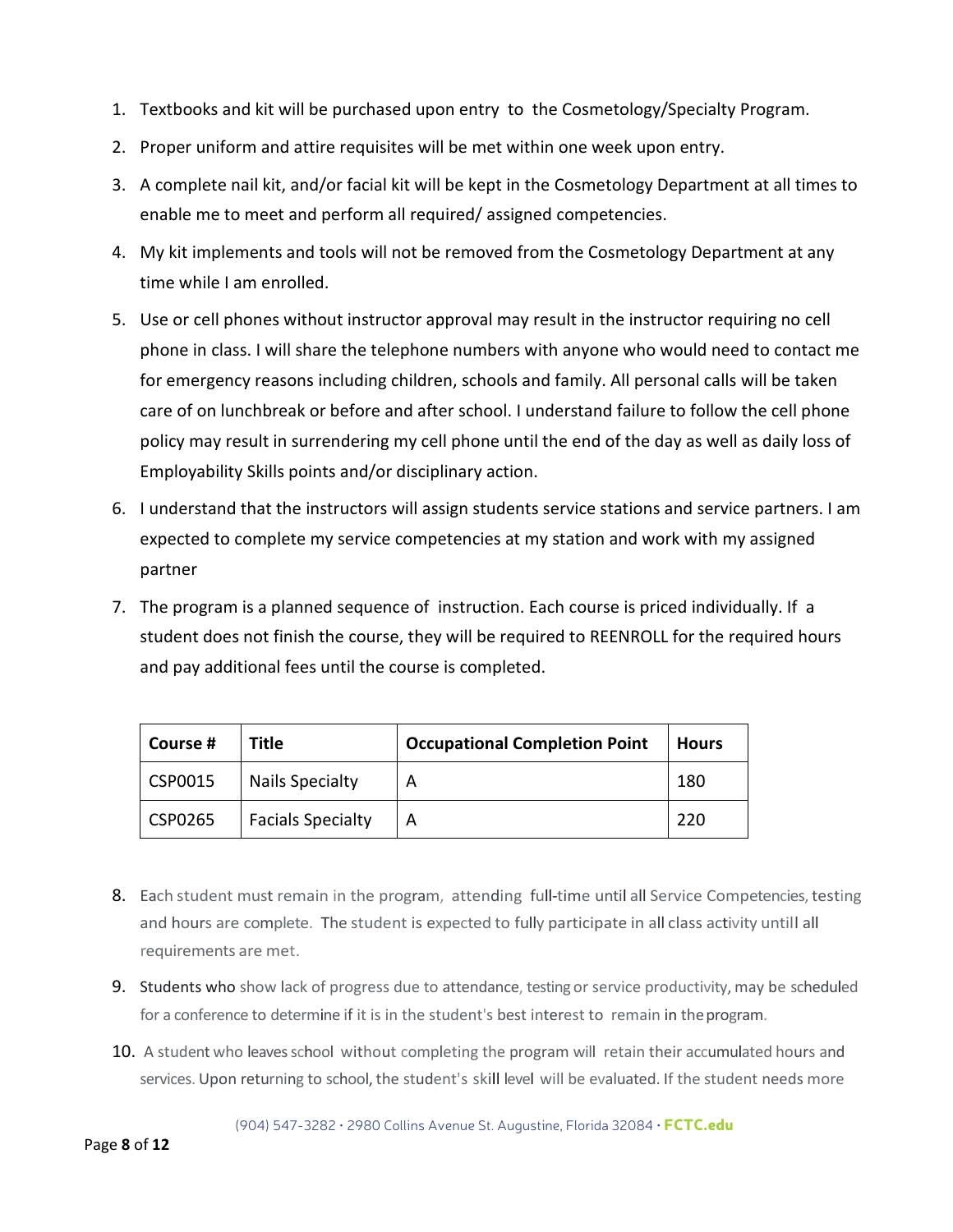1. Textbooks and kit will be purchased upon entry to the Cosmetology/Specialty Program.
2. Proper uniform and attire requisites will be met within one week upon entry.
3. A complete nail kit, and/or facial kit will be kept in the Cosmetology Department at all times to enable me to meet and perform all required/ assigned competencies.
4. My kit implements and tools will not be removed from the Cosmetology Department at any time while I am enrolled.
5. Use or cell phones without instructor approval may result in the instructor requiring no cell phone in class. I will share the telephone numbers with anyone who would need to contact me for emergency reasons including children, schools and family. All personal calls will be taken care of on lunchbreak or before and after school. I understand failure to follow the cell phone policy may result in surrendering my cell phone until the end of the day as well as daily loss of Employability Skills points and/or disciplinary action.
6. I understand that the instructors will assign students service stations and service partners. I am expected to complete my service competencies at my station and work with my assigned partner
7. The program is a planned sequence of instruction. Each course is priced individually. If a student does not finish the course, they will be required to REENROLL for the required hours and pay additional fees until the course is completed.

| Course # | Title | Occupational Completion Point | Hours |
|---|---|---|---|
| CSP0015 | Nails Specialty | A | 180 |
| CSP0265 | Facials Specialty | A | 220 |

8. Each student must remain in the program, attending full-time until all Service Competencies, testing and hours are complete. The student is expected to fully participate in all class activity untill all requirements are met.
9. Students who show lack of progress due to attendance, testing or service productivity, may be scheduled for a conference to determine if it is in the student's best interest to remain in the program.
10. A student who leaves school without completing the program will retain their accumulated hours and services. Upon returning to school, the student's skill level will be evaluated. If the student needs more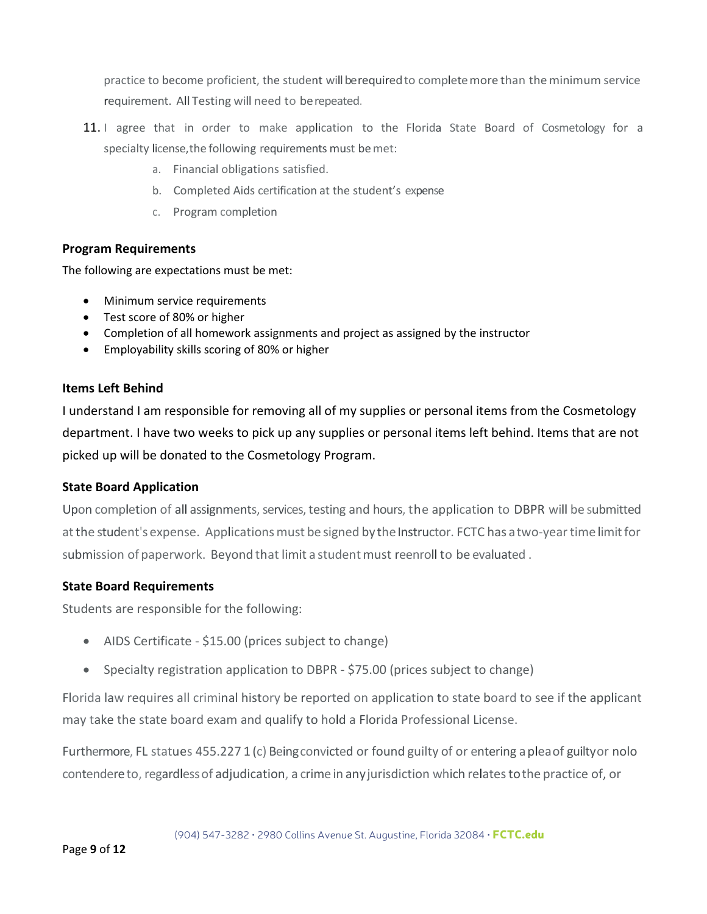practice to become proficient, the student will be required to complete more than the minimum service requirement. All Testing will need to be repeated.

11. I agree that in order to make application to the Florida State Board of Cosmetology for a specialty license, the following requirements must be met:
    a. Financial obligations satisfied.
    b. Completed Aids certification at the student's expense
    c. Program completion

**Program Requirements**

The following are expectations must be met:

- Minimum service requirements
- Test score of 80% or higher
- Completion of all homework assignments and project as assigned by the instructor
- Employability skills scoring of 80% or higher

**Items Left Behind**

I understand I am responsible for removing all of my supplies or personal items from the Cosmetology department. I have two weeks to pick up any supplies or personal items left behind. Items that are not picked up will be donated to the Cosmetology Program.

**State Board Application**

Upon completion of all assignments, services, testing and hours, the application to DBPR will be submitted at the student's expense. Applications must be signed by the Instructor. FCTC has a two-year time limit for submission of paperwork. Beyond that limit a student must reenroll to be evaluated .

**State Board Requirements**

Students are responsible for the following:

- AIDS Certificate - $15.00 (prices subject to change)
- Specialty registration application to DBPR - $75.00 (prices subject to change)

Florida law requires all criminal history be reported on application to state board to see if the applicant may take the state board exam and qualify to hold a Florida Professional License.

Furthermore, FL statues 455.227 1 (c) Being convicted or found guilty of or entering a plea of guilty or nolo contendere to, regardless of adjudication, a crime in any jurisdiction which relates to the practice of, or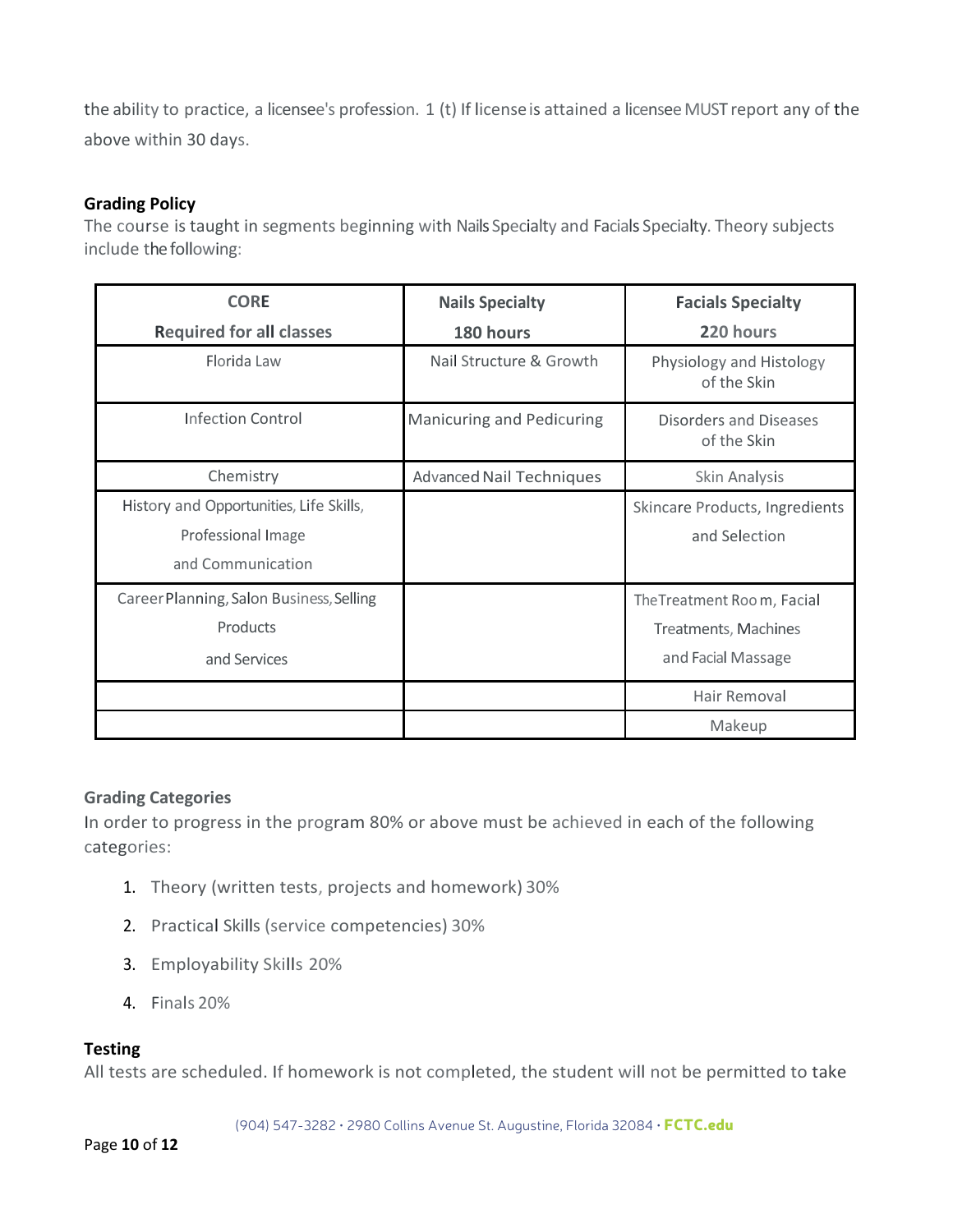the ability to practice, a licensee's profession. 1 (t) If license is attained a licensee MUST report any of the above within 30 days.

**Grading Policy**

The course is taught in segments beginning with Nails Specialty and Facials Specialty. Theory subjects include the following:

| CORE Required for all classes | Nails Specialty 180 hours | Facials Specialty 220 hours |
|---|---|---|
| Florida Law | Nail Structure & Growth | Physiology and Histology of the Skin |
| Infection Control | Manicuring and Pedicuring | Disorders and Diseases of the Skin |
| Chemistry | Advanced Nail Techniques | Skin Analysis |
| History and Opportunities, Life Skills, Professional Image and Communication | | Skincare Products, Ingredients and Selection |
| Career Planning, Salon Business, Selling Products and Services | | The Treatment Room, Facial Treatments, Machines and Facial Massage |
| | | Hair Removal |
| | | Makeup |

**Grading Categories**

In order to progress in the program 80% or above must be achieved in each of the following categories:

1. Theory (written tests, projects and homework) 30%
2. Practical Skills (service competencies) 30%
3. Employability Skills 20%
4. Finals 20%

**Testing**

All tests are scheduled. If homework is not completed, the student will not be permitted to take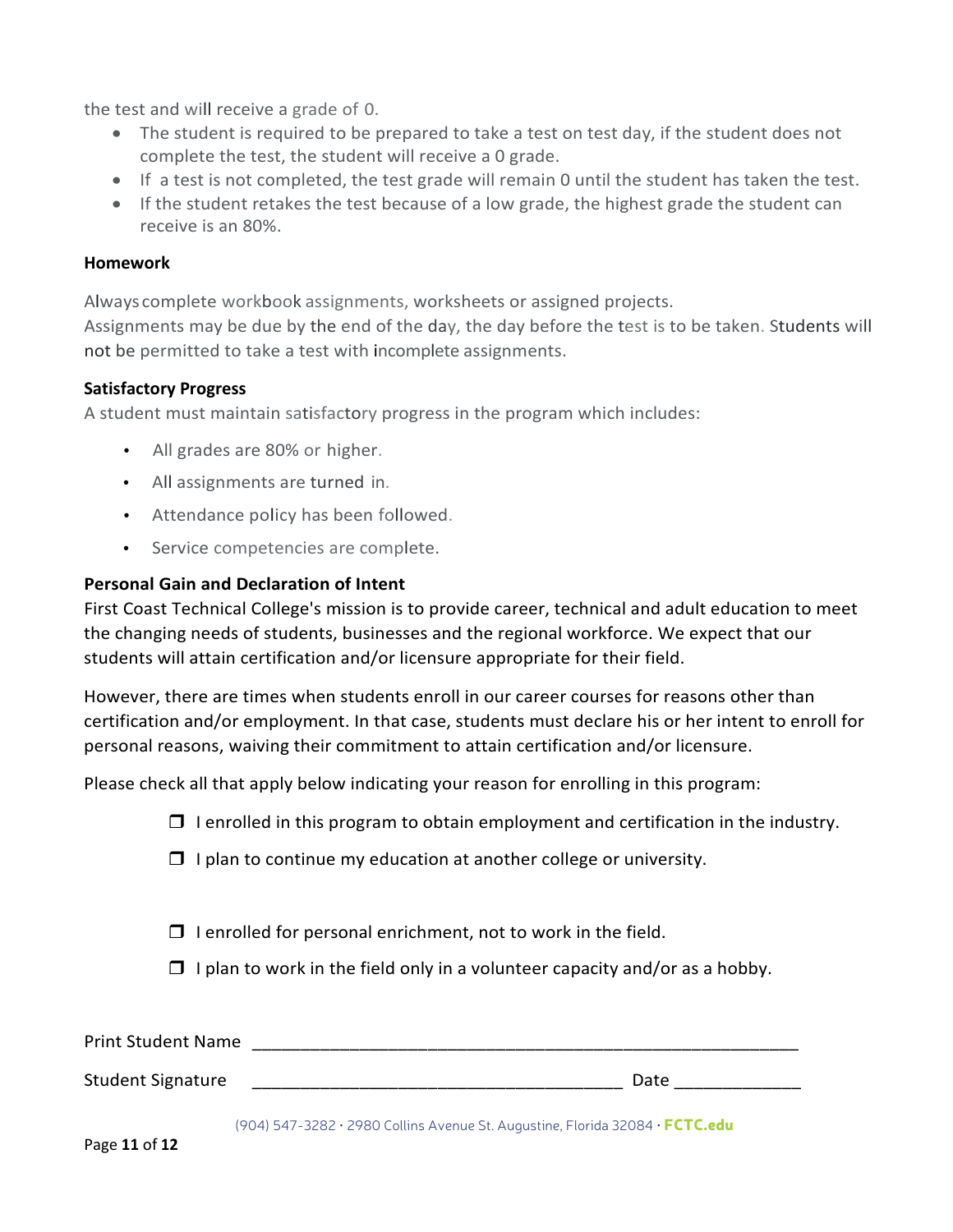the test and will receive a grade of 0.

- The student is required to be prepared to take a test on test day, if the student does not complete the test, the student will receive a 0 grade.
- If a test is not completed, the test grade will remain 0 until the student has taken the test.
- If the student retakes the test because of a low grade, the highest grade the student can receive is an 80%.

**Homework**

Always complete workbook assignments, worksheets or assigned projects.
Assignments may be due by the end of the day, the day before the test is to be taken. Students will not be permitted to take a test with incomplete assignments.

**Satisfactory Progress**

A student must maintain satisfactory progress in the program which includes:

- All grades are 80% or higher.
- All assignments are turned in.
- Attendance policy has been followed.
- Service competencies are complete.

**Personal Gain and Declaration of Intent**

First Coast Technical College's mission is to provide career, technical and adult education to meet the changing needs of students, businesses and the regional workforce. We expect that our students will attain certification and/or licensure appropriate for their field.

However, there are times when students enroll in our career courses for reasons other than certification and/or employment. In that case, students must declare his or her intent to enroll for personal reasons, waiving their commitment to attain certification and/or licensure.

Please check all that apply below indicating your reason for enrolling in this program:

- ❐ I enrolled in this program to obtain employment and certification in the industry.
- ❐ I plan to continue my education at another college or university.
- ❐ I enrolled for personal enrichment, not to work in the field.
- ❐ I plan to work in the field only in a volunteer capacity and/or as a hobby.

Print Student Name ____________________________________________________________

Student Signature ________________________________________ Date _____________

(904) 547-3282 · 2980 Collins Avenue St. Augustine, Florida 32084 · **FCTC.edu**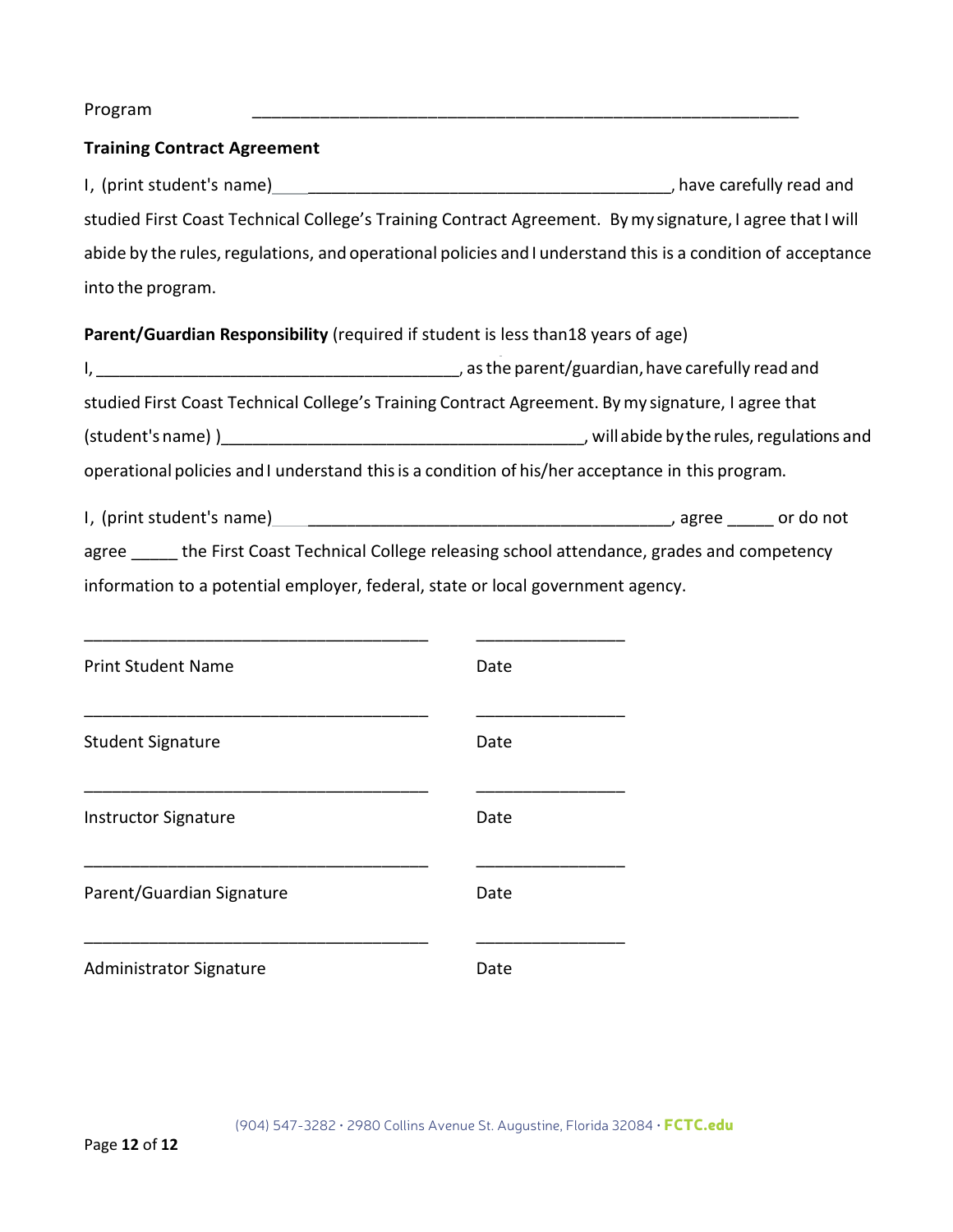Program ____________________________________________________________

**Training Contract Agreement**

I, (print student's name) ________________________________________, have carefully read and studied First Coast Technical College's Training Contract Agreement. By my signature, I agree that I will abide by the rules, regulations, and operational policies and I understand this is a condition of acceptance into the program.

**Parent/Guardian Responsibility** (required if student is less than18 years of age)

I, ________________________________________, as the parent/guardian, have carefully read and studied First Coast Technical College's Training Contract Agreement. By my signature, I agree that (student's name) )________________________________________, will abide by the rules, regulations and operational policies and I understand this is a condition of his/her acceptance in this program.

I, (print student's name) ________________________________________, agree _____ or do not agree _____ the First Coast Technical College releasing school attendance, grades and competency information to a potential employer, federal, state or local government agency.

______________________________________ ________________

Print Student Name Date

______________________________________ ________________

Student Signature Date

______________________________________ ________________

Instructor Signature Date

______________________________________ ________________

Parent/Guardian Signature Date

______________________________________ ________________

Administrator Signature Date

(904) 547-3282 · 2980 Collins Avenue St. Augustine, Florida 32084 · **FCTC.edu**